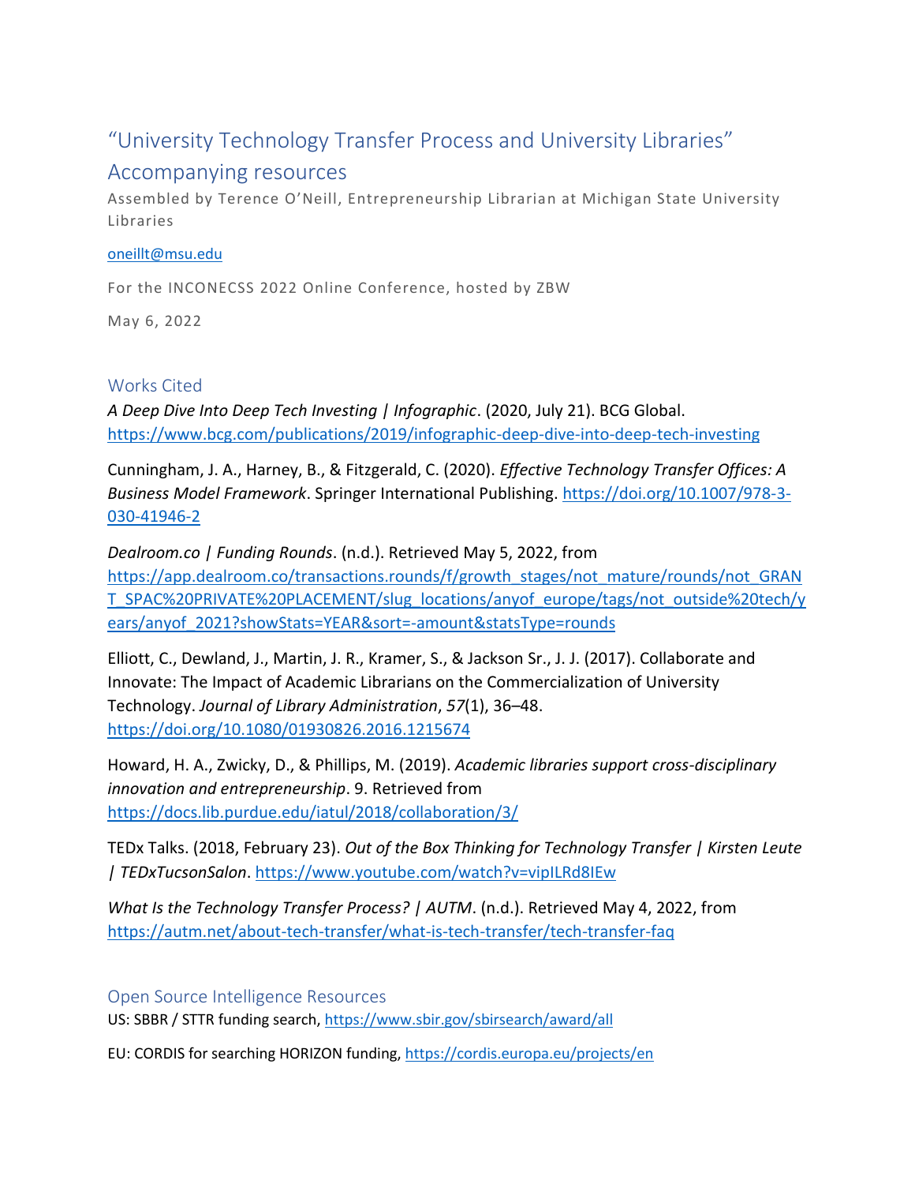# "University Technology Transfer Process and University Libraries" Accompanying resources

Assembled by Terence O'Neill, Entrepreneurship Librarian at Michigan State University Libraries

oneillt@msu.edu

For the INCONECSS 2022 Online Conference, hosted by ZBW

May 6, 2022

## Works Cited

*A Deep Dive Into Deep Tech Investing | Infographic*. (2020, July 21). BCG Global. https://www.bcg.com/publications/2019/infographic-deep-dive-into-deep-tech-investing

Cunningham, J. A., Harney, B., & Fitzgerald, C. (2020). *Effective Technology Transfer Offices: A Business Model Framework*. Springer International Publishing. https://doi.org/10.1007/978-3-030-41946-2

*Dealroom.co | Funding Rounds*. (n.d.). Retrieved May 5, 2022, from https://app.dealroom.co/transactions.rounds/f/growth_stages/not_mature/rounds/not_GRANT_SPAC%20PRIVATE%20PLACEMENT/slug_locations/anyof_europe/tags/not_outside%20tech/years/anyof_2021?showStats=YEAR&sort=-amount&statsType=rounds

Elliott, C., Dewland, J., Martin, J. R., Kramer, S., & Jackson Sr., J. J. (2017). Collaborate and Innovate: The Impact of Academic Librarians on the Commercialization of University Technology. *Journal of Library Administration*, *57*(1), 36–48. https://doi.org/10.1080/01930826.2016.1215674

Howard, H. A., Zwicky, D., & Phillips, M. (2019). *Academic libraries support cross-disciplinary innovation and entrepreneurship*. 9. Retrieved from https://docs.lib.purdue.edu/iatul/2018/collaboration/3/

TEDx Talks. (2018, February 23). *Out of the Box Thinking for Technology Transfer | Kirsten Leute | TEDxTucsonSalon*. https://www.youtube.com/watch?v=vipILRd8IEw

*What Is the Technology Transfer Process? | AUTM*. (n.d.). Retrieved May 4, 2022, from https://autm.net/about-tech-transfer/what-is-tech-transfer/tech-transfer-faq

## Open Source Intelligence Resources

US: SBBR / STTR funding search, https://www.sbir.gov/sbirsearch/award/all

EU: CORDIS for searching HORIZON funding, https://cordis.europa.eu/projects/en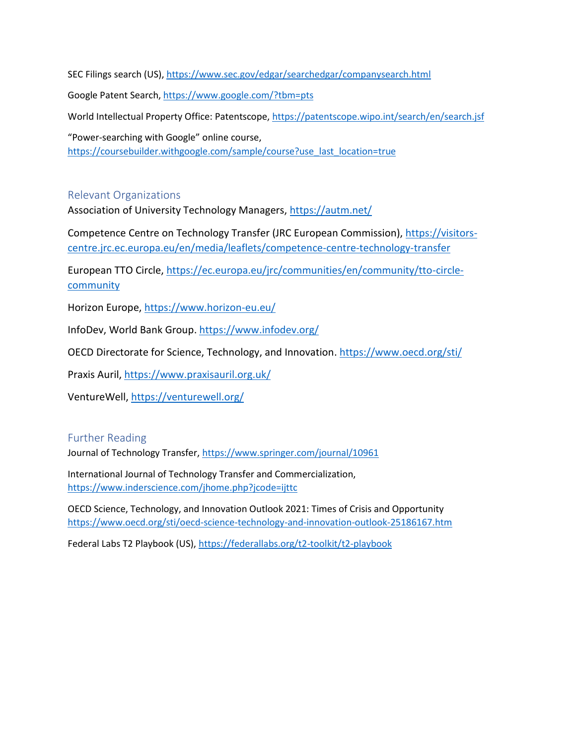SEC Filings search (US), https://www.sec.gov/edgar/searchedgar/companysearch.html

Google Patent Search, https://www.google.com/?tbm=pts

World Intellectual Property Office: Patentscope, https://patentscope.wipo.int/search/en/search.jsf

"Power-searching with Google" online course, https://coursebuilder.withgoogle.com/sample/course?use_last_location=true

## Relevant Organizations

Association of University Technology Managers, https://autm.net/

Competence Centre on Technology Transfer (JRC European Commission), https://visitors-centre.jrc.ec.europa.eu/en/media/leaflets/competence-centre-technology-transfer

European TTO Circle, https://ec.europa.eu/jrc/communities/en/community/tto-circle-community

Horizon Europe, https://www.horizon-eu.eu/

InfoDev, World Bank Group. https://www.infodev.org/

OECD Directorate for Science, Technology, and Innovation. https://www.oecd.org/sti/

Praxis Auril, https://www.praxisauril.org.uk/

VentureWell, https://venturewell.org/

## Further Reading

Journal of Technology Transfer, https://www.springer.com/journal/10961

International Journal of Technology Transfer and Commercialization, https://www.inderscience.com/jhome.php?jcode=ijttc

OECD Science, Technology, and Innovation Outlook 2021: Times of Crisis and Opportunity https://www.oecd.org/sti/oecd-science-technology-and-innovation-outlook-25186167.htm

Federal Labs T2 Playbook (US), https://federallabs.org/t2-toolkit/t2-playbook